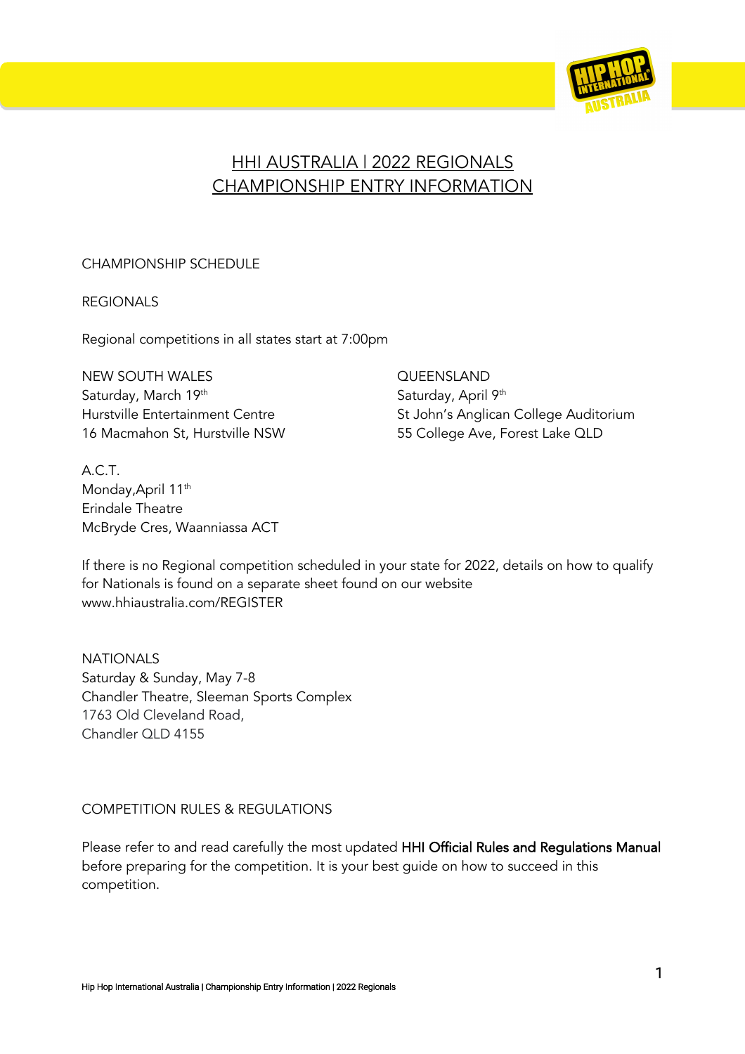# HHI AUSTRALIA | 2022 REGIONALS
# CHAMPIONSHIP ENTRY INFORMATION

## CHAMPIONSHIP SCHEDULE

### REGIONALS

Regional competitions in all states start at 7:00pm

NEW SOUTH WALES
Saturday, March 19th
Hurstville Entertainment Centre
16 Macmahon St, Hurstville NSW

QUEENSLAND
Saturday, April 9th
St John's Anglican College Auditorium
55 College Ave, Forest Lake QLD

A.C.T.
Monday,April 11th
Erindale Theatre
McBryde Cres, Waanniassa ACT

If there is no Regional competition scheduled in your state for 2022, details on how to qualify for Nationals is found on a separate sheet found on our website www.hhiaustralia.com/REGISTER

### NATIONALS

Saturday & Sunday, May 7-8
Chandler Theatre, Sleeman Sports Complex
1763 Old Cleveland Road,
Chandler QLD 4155

## COMPETITION RULES & REGULATIONS

Please refer to and read carefully the most updated HHI Official Rules and Regulations Manual before preparing for the competition. It is your best guide on how to succeed in this competition.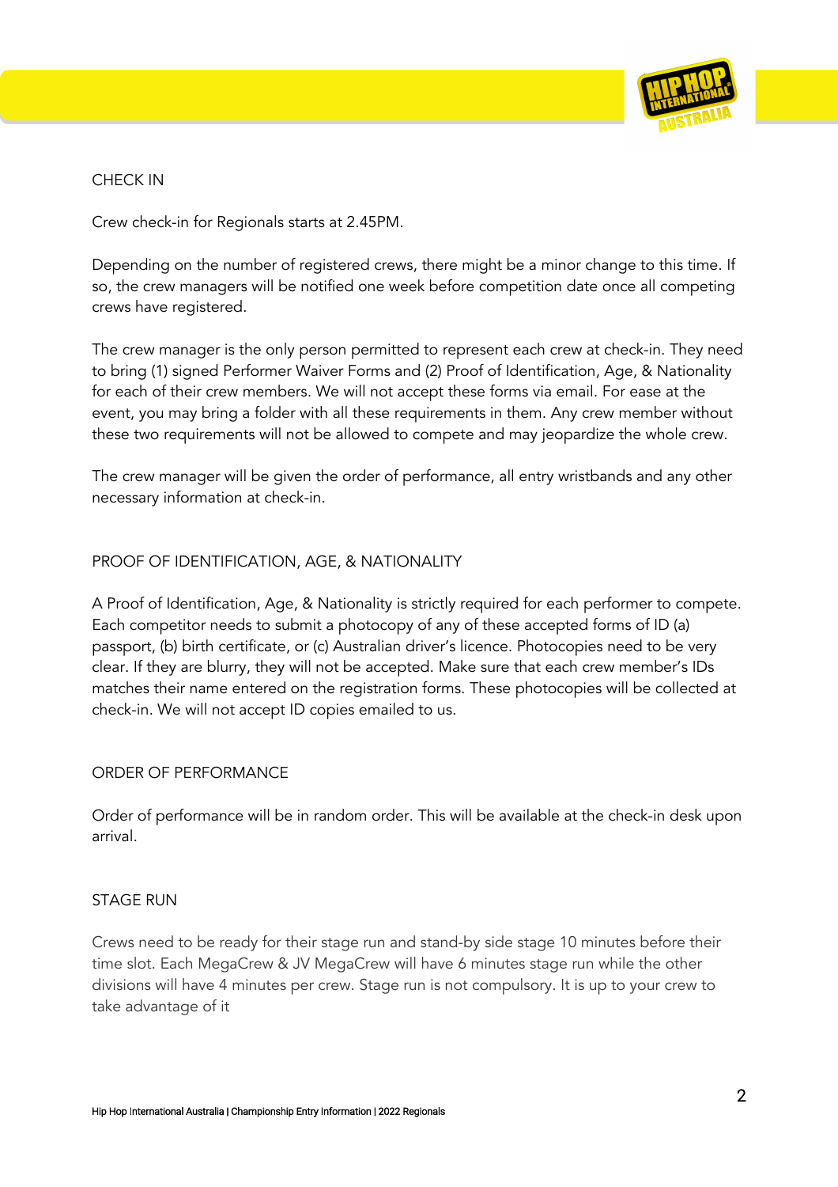## CHECK IN

Crew check-in for Regionals starts at 2.45PM.

Depending on the number of registered crews, there might be a minor change to this time. If so, the crew managers will be notified one week before competition date once all competing crews have registered.

The crew manager is the only person permitted to represent each crew at check-in. They need to bring (1) signed Performer Waiver Forms and (2) Proof of Identification, Age, & Nationality for each of their crew members. We will not accept these forms via email. For ease at the event, you may bring a folder with all these requirements in them. Any crew member without these two requirements will not be allowed to compete and may jeopardize the whole crew.

The crew manager will be given the order of performance, all entry wristbands and any other necessary information at check-in.

## PROOF OF IDENTIFICATION, AGE, & NATIONALITY

A Proof of Identification, Age, & Nationality is strictly required for each performer to compete. Each competitor needs to submit a photocopy of any of these accepted forms of ID (a) passport, (b) birth certificate, or (c) Australian driver's licence. Photocopies need to be very clear. If they are blurry, they will not be accepted. Make sure that each crew member's IDs matches their name entered on the registration forms. These photocopies will be collected at check-in. We will not accept ID copies emailed to us.

## ORDER OF PERFORMANCE

Order of performance will be in random order. This will be available at the check-in desk upon arrival.

## STAGE RUN

Crews need to be ready for their stage run and stand-by side stage 10 minutes before their time slot. Each MegaCrew & JV MegaCrew will have 6 minutes stage run while the other divisions will have 4 minutes per crew. Stage run is not compulsory. It is up to your crew to take advantage of it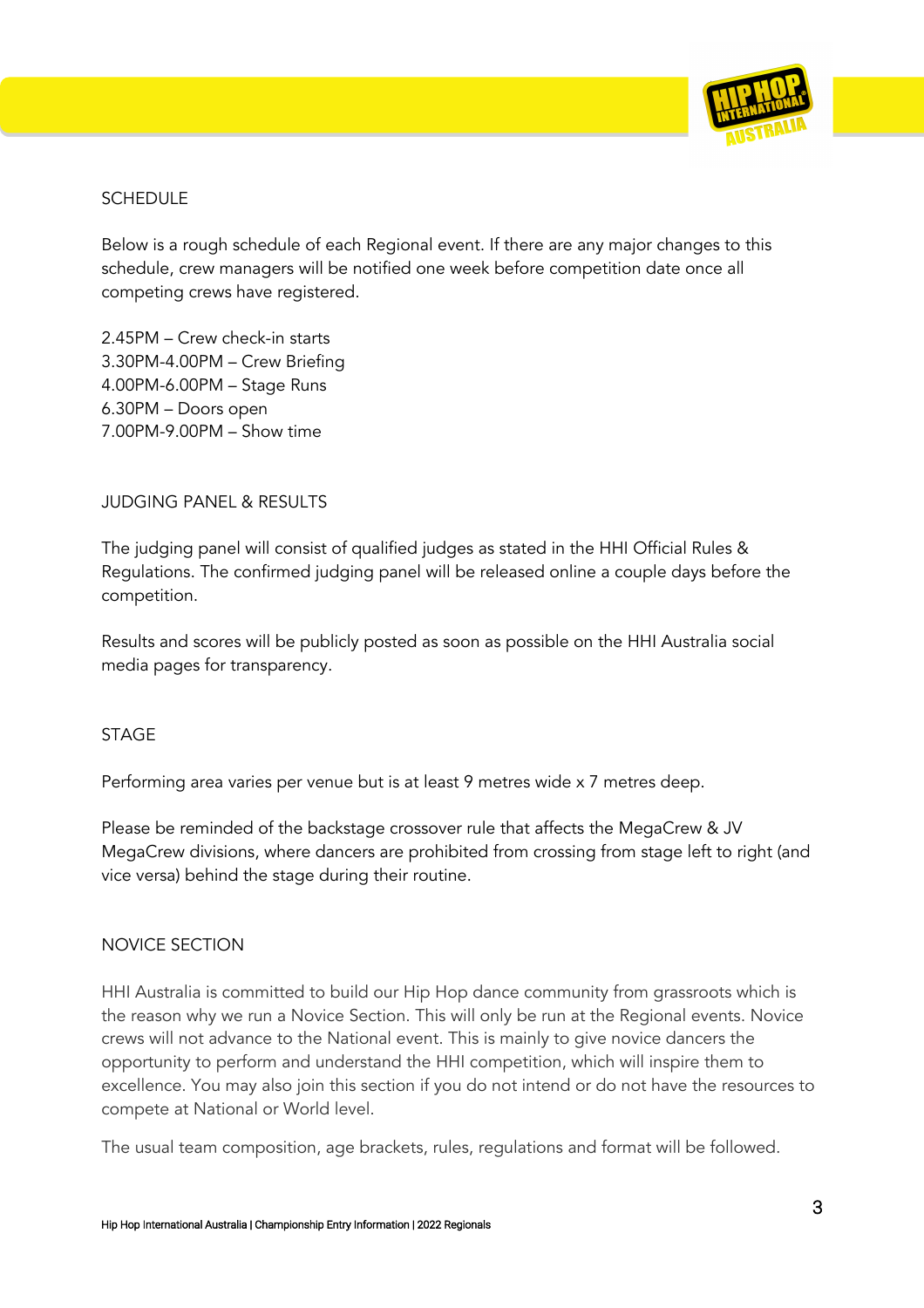## SCHEDULE

Below is a rough schedule of each Regional event. If there are any major changes to this schedule, crew managers will be notified one week before competition date once all competing crews have registered.

2.45PM – Crew check-in starts
3.30PM-4.00PM – Crew Briefing
4.00PM-6.00PM – Stage Runs
6.30PM – Doors open
7.00PM-9.00PM – Show time

## JUDGING PANEL & RESULTS

The judging panel will consist of qualified judges as stated in the HHI Official Rules & Regulations. The confirmed judging panel will be released online a couple days before the competition.

Results and scores will be publicly posted as soon as possible on the HHI Australia social media pages for transparency.

## STAGE

Performing area varies per venue but is at least 9 metres wide x 7 metres deep.

Please be reminded of the backstage crossover rule that affects the MegaCrew & JV MegaCrew divisions, where dancers are prohibited from crossing from stage left to right (and vice versa) behind the stage during their routine.

## NOVICE SECTION

HHI Australia is committed to build our Hip Hop dance community from grassroots which is the reason why we run a Novice Section. This will only be run at the Regional events. Novice crews will not advance to the National event. This is mainly to give novice dancers the opportunity to perform and understand the HHI competition, which will inspire them to excellence. You may also join this section if you do not intend or do not have the resources to compete at National or World level.

The usual team composition, age brackets, rules, regulations and format will be followed.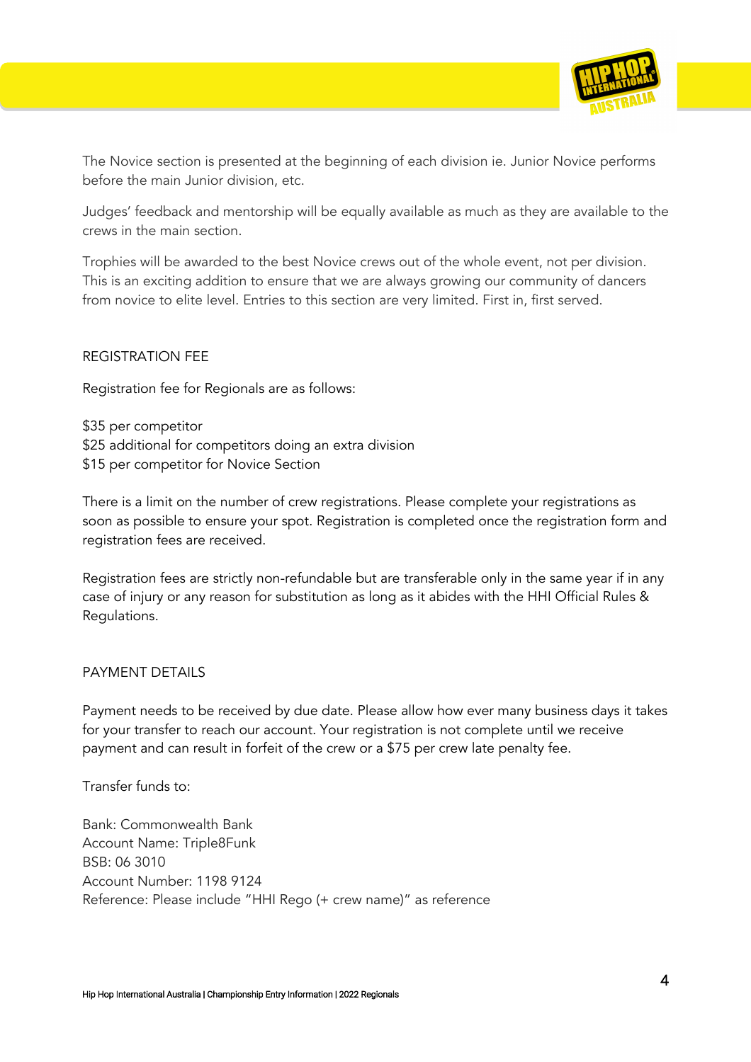The Novice section is presented at the beginning of each division ie. Junior Novice performs before the main Junior division, etc.

Judges' feedback and mentorship will be equally available as much as they are available to the crews in the main section.

Trophies will be awarded to the best Novice crews out of the whole event, not per division. This is an exciting addition to ensure that we are always growing our community of dancers from novice to elite level. Entries to this section are very limited. First in, first served.

## REGISTRATION FEE

Registration fee for Regionals are as follows:

$35 per competitor
$25 additional for competitors doing an extra division
$15 per competitor for Novice Section

There is a limit on the number of crew registrations. Please complete your registrations as soon as possible to ensure your spot. Registration is completed once the registration form and registration fees are received.

Registration fees are strictly non-refundable but are transferable only in the same year if in any case of injury or any reason for substitution as long as it abides with the HHI Official Rules & Regulations.

## PAYMENT DETAILS

Payment needs to be received by due date. Please allow how ever many business days it takes for your transfer to reach our account. Your registration is not complete until we receive payment and can result in forfeit of the crew or a $75 per crew late penalty fee.

Transfer funds to:

Bank: Commonwealth Bank
Account Name: Triple8Funk
BSB: 06 3010
Account Number: 1198 9124
Reference: Please include "HHI Rego (+ crew name)" as reference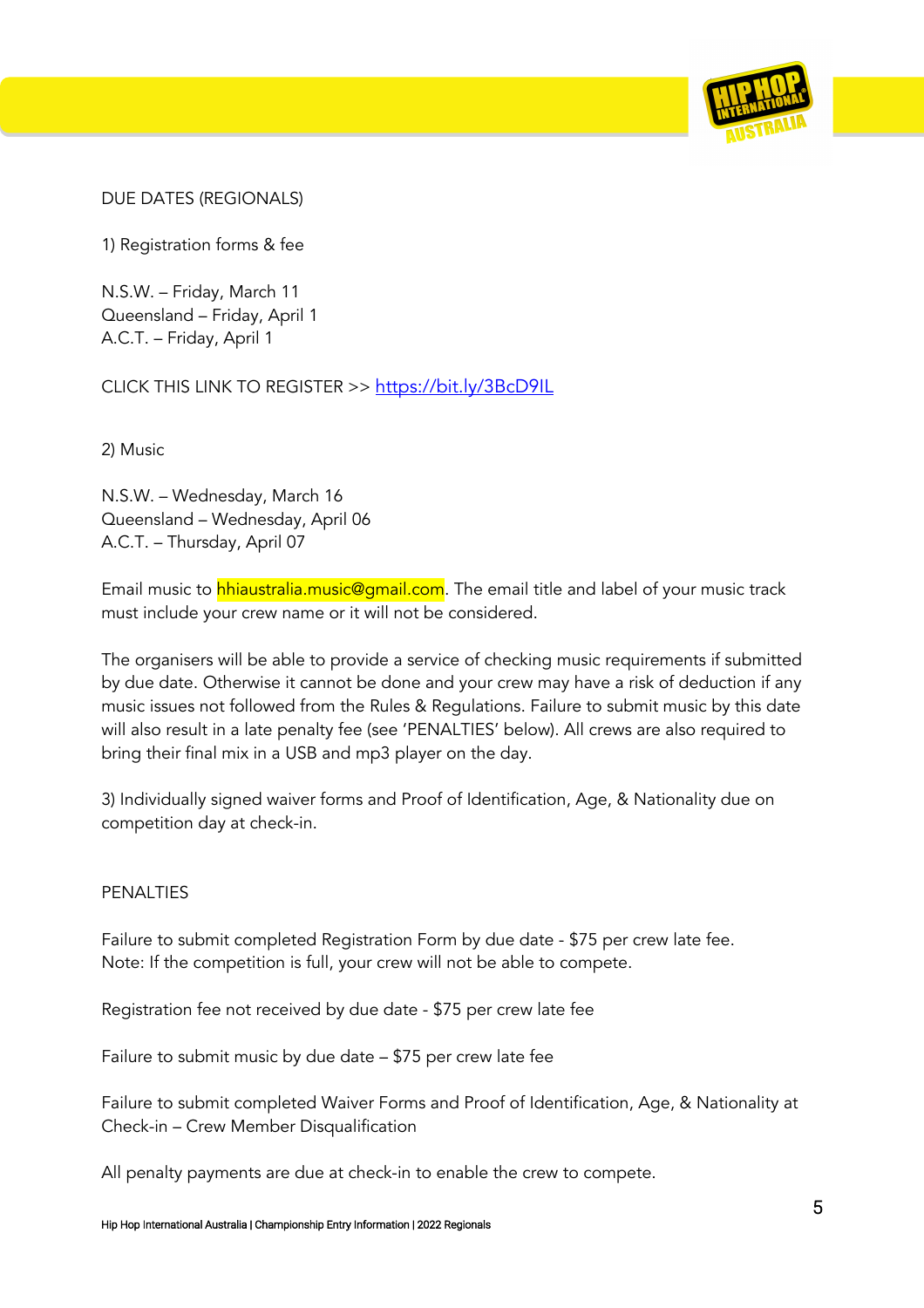DUE DATES (REGIONALS)

1) Registration forms & fee

N.S.W. – Friday, March 11
Queensland – Friday, April 1
A.C.T. – Friday, April 1

CLICK THIS LINK TO REGISTER >> https://bit.ly/3BcD9IL

2) Music

N.S.W. – Wednesday, March 16
Queensland – Wednesday, April 06
A.C.T. – Thursday, April 07

Email music to hhiaustralia.music@gmail.com. The email title and label of your music track must include your crew name or it will not be considered.

The organisers will be able to provide a service of checking music requirements if submitted by due date. Otherwise it cannot be done and your crew may have a risk of deduction if any music issues not followed from the Rules & Regulations. Failure to submit music by this date will also result in a late penalty fee (see 'PENALTIES' below). All crews are also required to bring their final mix in a USB and mp3 player on the day.

3) Individually signed waiver forms and Proof of Identification, Age, & Nationality due on competition day at check-in.

PENALTIES

Failure to submit completed Registration Form by due date - $75 per crew late fee.
Note: If the competition is full, your crew will not be able to compete.

Registration fee not received by due date - $75 per crew late fee

Failure to submit music by due date – $75 per crew late fee

Failure to submit completed Waiver Forms and Proof of Identification, Age, & Nationality at Check-in – Crew Member Disqualification

All penalty payments are due at check-in to enable the crew to compete.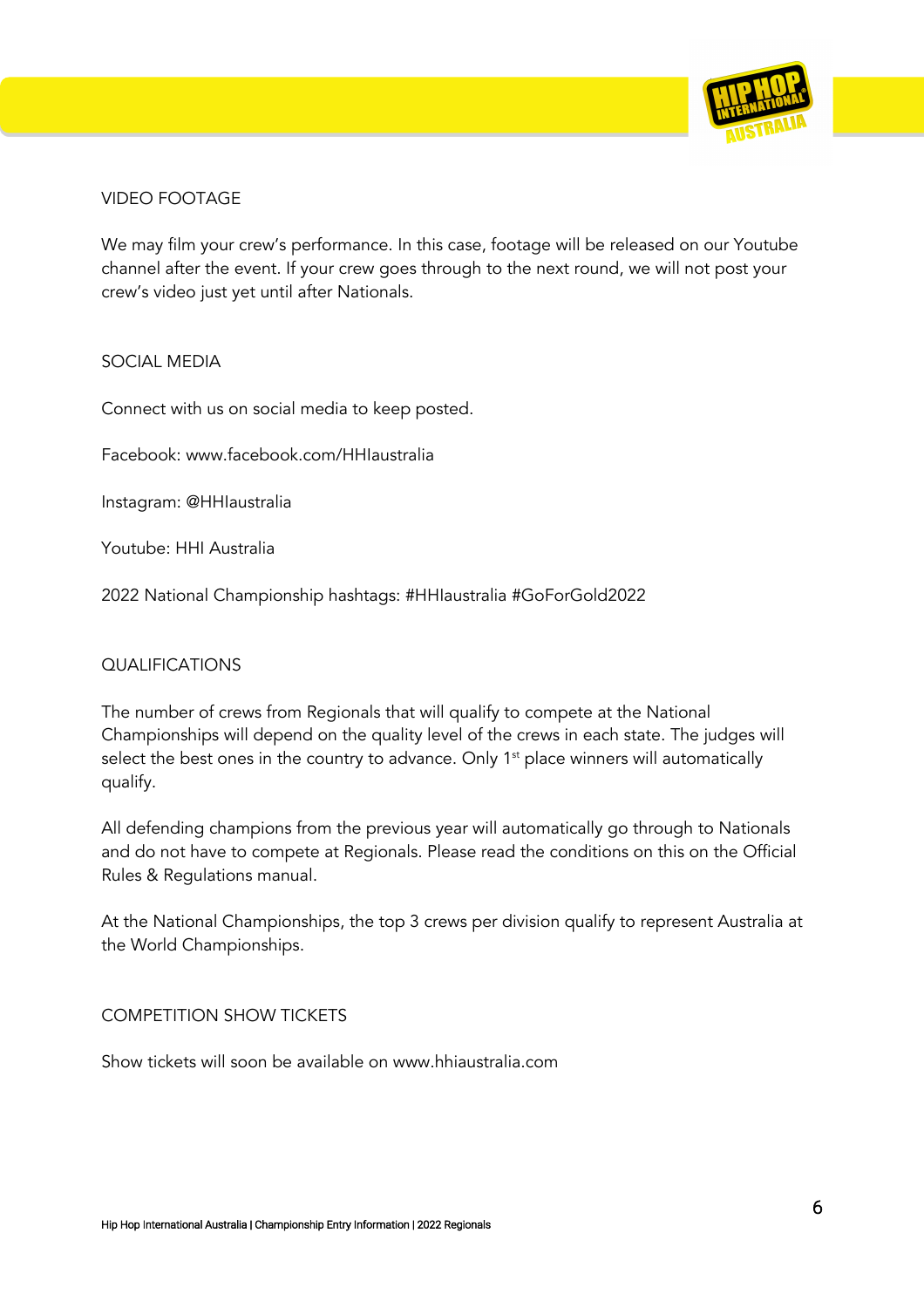## VIDEO FOOTAGE

We may film your crew's performance. In this case, footage will be released on our Youtube channel after the event. If your crew goes through to the next round, we will not post your crew's video just yet until after Nationals.

## SOCIAL MEDIA

Connect with us on social media to keep posted.

Facebook: www.facebook.com/HHIaustralia

Instagram: @HHIaustralia

Youtube: HHI Australia

2022 National Championship hashtags: #HHIaustralia #GoForGold2022

## QUALIFICATIONS

The number of crews from Regionals that will qualify to compete at the National Championships will depend on the quality level of the crews in each state. The judges will select the best ones in the country to advance. Only 1st place winners will automatically qualify.

All defending champions from the previous year will automatically go through to Nationals and do not have to compete at Regionals. Please read the conditions on this on the Official Rules & Regulations manual.

At the National Championships, the top 3 crews per division qualify to represent Australia at the World Championships.

## COMPETITION SHOW TICKETS

Show tickets will soon be available on www.hhiaustralia.com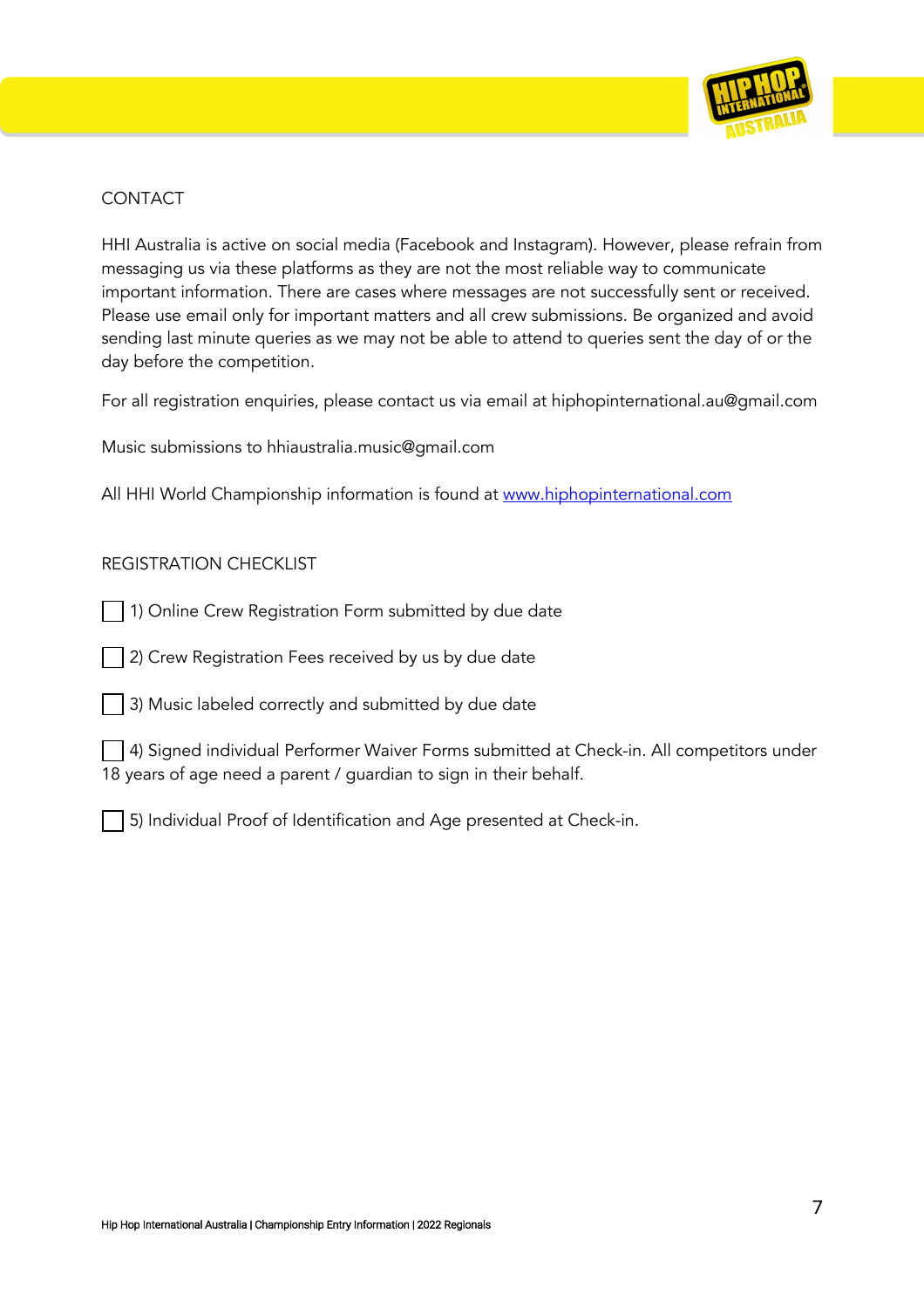## CONTACT

HHI Australia is active on social media (Facebook and Instagram). However, please refrain from messaging us via these platforms as they are not the most reliable way to communicate important information. There are cases where messages are not successfully sent or received. Please use email only for important matters and all crew submissions. Be organized and avoid sending last minute queries as we may not be able to attend to queries sent the day of or the day before the competition.

For all registration enquiries, please contact us via email at hiphopinternational.au@gmail.com

Music submissions to hhiaustralia.music@gmail.com

All HHI World Championship information is found at [www.hiphopinternational.com](http://www.hiphopinternational.com)

## REGISTRATION CHECKLIST

- [ ] 1) Online Crew Registration Form submitted by due date
- [ ] 2) Crew Registration Fees received by us by due date
- [ ] 3) Music labeled correctly and submitted by due date
- [ ] 4) Signed individual Performer Waiver Forms submitted at Check-in. All competitors under 18 years of age need a parent / guardian to sign in their behalf.
- [ ] 5) Individual Proof of Identification and Age presented at Check-in.